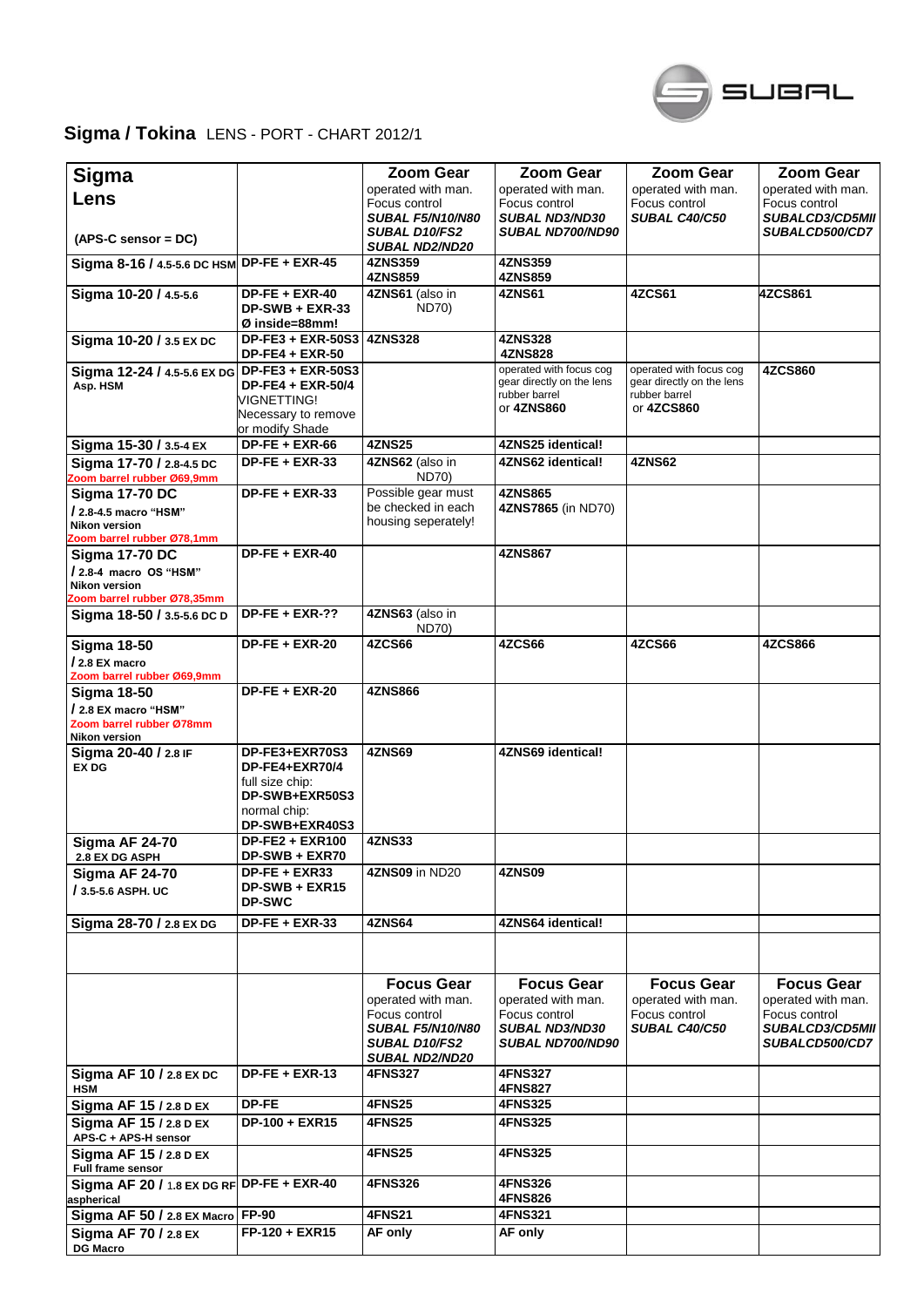SUBAL

# Sigma / Tokina LENS - PORT - CHART 2012/1

| **Sigma Lens** (APS-C sensor = DC) | | **Zoom Gear** operated with man. Focus control ***SUBAL F5/N10/N80 SUBAL D10/FS2 SUBAL ND2/ND20*** | **Zoom Gear** operated with man. Focus control ***SUBAL ND3/ND30 SUBAL ND700/ND90*** | **Zoom Gear** operated with man. Focus control ***SUBAL C40/C50*** | **Zoom Gear** operated with man. Focus control ***SUBALCD3/CD5MII SUBALCD500/CD7*** |
|---|---|---|---|---|---|
| **Sigma 8-16 / 4.5-5.6 DC HSM** | **DP-FE + EXR-45** | **4ZNS359 4ZNS859** | **4ZNS359 4ZNS859** | | |
| **Sigma 10-20 / 4.5-5.6** | **DP-FE + EXR-40 DP-SWB + EXR-33 Ø inside=88mm!** | **4ZNS61** (also in ND70) | **4ZNS61** | **4ZCS61** | **4ZCS861** |
| **Sigma 10-20 / 3.5 EX DC** | **DP-FE3 + EXR-50S3 DP-FE4 + EXR-50** | **4ZNS328** | **4ZNS328 4ZNS828** | | |
| **Sigma 12-24 / 4.5-5.6 EX DG Asp. HSM** | **DP-FE3 + EXR-50S3 DP-FE4 + EXR-50/4** VIGNETTING! Necessary to remove or modify Shade | | operated with focus cog gear directly on the lens rubber barrel or **4ZNS860** | operated with focus cog gear directly on the lens rubber barrel or **4ZCS860** | **4ZCS860** |
| **Sigma 15-30 / 3.5-4 EX** | **DP-FE + EXR-66** | **4ZNS25** | **4ZNS25 identical!** | | |
| **Sigma 17-70 / 2.8-4.5 DC** Zoom barrel rubber Ø69,9mm | **DP-FE + EXR-33** | **4ZNS62** (also in ND70) | **4ZNS62 identical!** | **4ZNS62** | |
| **Sigma 17-70 DC / 2.8-4.5 macro "HSM" Nikon version** Zoom barrel rubber Ø78,1mm | **DP-FE + EXR-33** | Possible gear must be checked in each housing seperately! | **4ZNS865 4ZNS7865** (in ND70) | | |
| **Sigma 17-70 DC / 2.8-4 macro OS "HSM" Nikon version** Zoom barrel rubber Ø78,35mm | **DP-FE + EXR-40** | | **4ZNS867** | | |
| **Sigma 18-50 / 3.5-5.6 DC D** | **DP-FE + EXR-??** | **4ZNS63** (also in ND70) | | | |
| **Sigma 18-50 / 2.8 EX macro** Zoom barrel rubber Ø69,9mm | **DP-FE + EXR-20** | **4ZCS66** | **4ZCS66** | **4ZCS66** | **4ZCS866** |
| **Sigma 18-50 / 2.8 EX macro "HSM"** Zoom barrel rubber Ø78mm **Nikon version** | **DP-FE + EXR-20** | **4ZNS866** | | | |
| **Sigma 20-40 / 2.8 IF EX DG** | **DP-FE3+EXR70S3 DP-FE4+EXR70/4** full size chip: **DP-SWB+EXR50S3** normal chip: **DP-SWB+EXR40S3** | **4ZNS69** | **4ZNS69 identical!** | | |
| **Sigma AF 24-70 2.8 EX DG ASPH** | **DP-FE2 + EXR100 DP-SWB + EXR70** | **4ZNS33** | | | |
| **Sigma AF 24-70 / 3.5-5.6 ASPH. UC** | **DP-FE + EXR33 DP-SWB + EXR15 DP-SWC** | **4ZNS09** in ND20 | **4ZNS09** | | |
| **Sigma 28-70 / 2.8 EX DG** | **DP-FE + EXR-33** | **4ZNS64** | **4ZNS64 identical!** | | |
| | | | | | |
| | | **Focus Gear** operated with man. Focus control ***SUBAL F5/N10/N80 SUBAL D10/FS2 SUBAL ND2/ND20*** | **Focus Gear** operated with man. Focus control ***SUBAL ND3/ND30 SUBAL ND700/ND90*** | **Focus Gear** operated with man. Focus control ***SUBAL C40/C50*** | **Focus Gear** operated with man. Focus control ***SUBALCD3/CD5MII SUBALCD500/CD7*** |
| **Sigma AF 10 / 2.8 EX DC HSM** | **DP-FE + EXR-13** | **4FNS327** | **4FNS327 4FNS827** | | |
| **Sigma AF 15 / 2.8 D EX** | **DP-FE** | **4FNS25** | **4FNS325** | | |
| **Sigma AF 15 / 2.8 D EX APS-C + APS-H sensor** | **DP-100 + EXR15** | **4FNS25** | **4FNS325** | | |
| **Sigma AF 15 / 2.8 D EX Full frame sensor** | | **4FNS25** | **4FNS325** | | |
| **Sigma AF 20 / 1.8 EX DG RF aspherical** | **DP-FE + EXR-40** | **4FNS326** | **4FNS326 4FNS826** | | |
| **Sigma AF 50 / 2.8 EX Macro** | **FP-90** | **4FNS21** | **4FNS321** | | |
| **Sigma AF 70 / 2.8 EX DG Macro** | **FP-120 + EXR15** | **AF only** | **AF only** | | |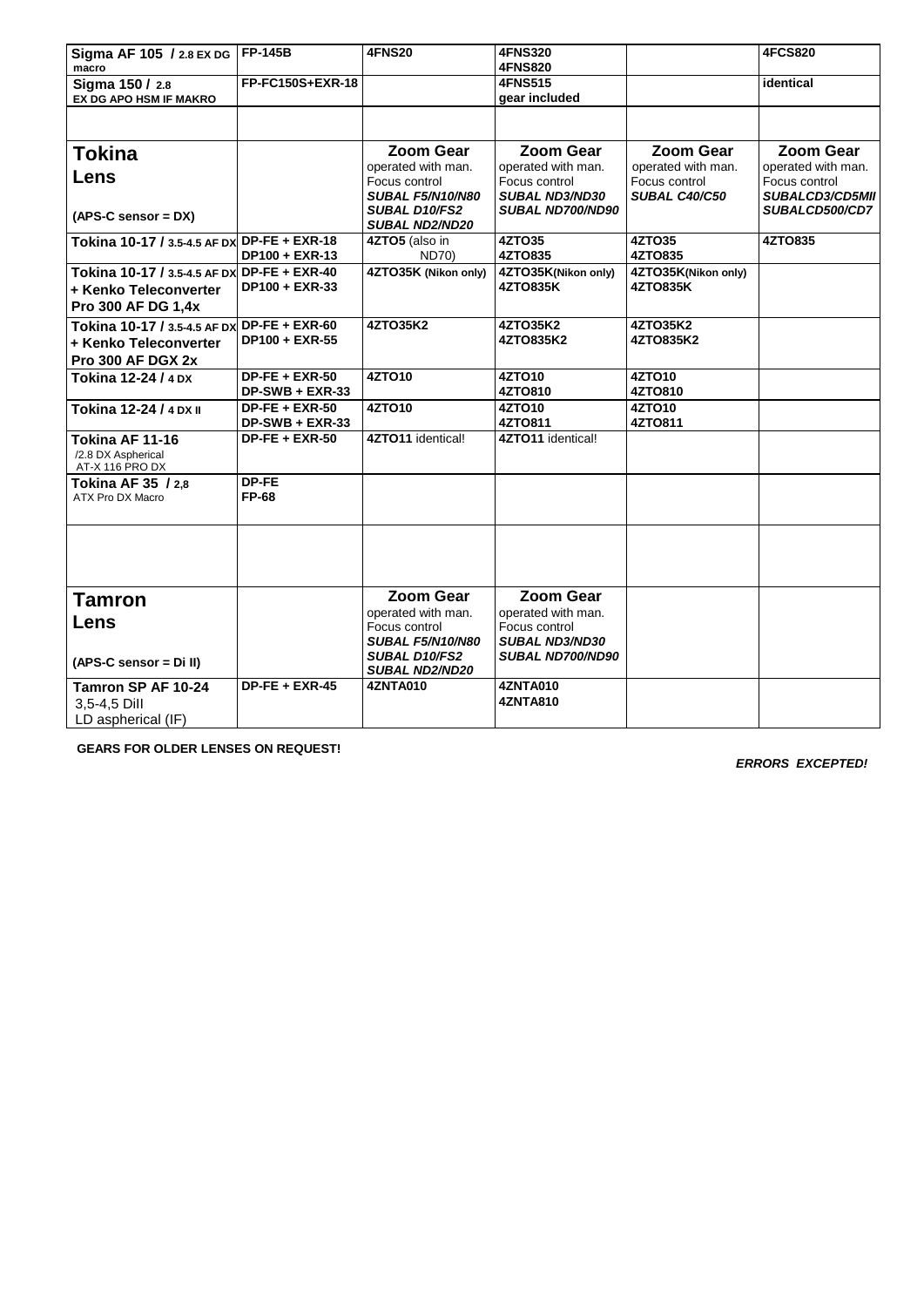| | | | | | |
|---|---|---|---|---|---|
| **Sigma AF 105 / 2.8 EX DG macro** | **FP-145B** | **4FNS20** | **4FNS320**<br>**4FNS820** | | **4FCS820** |
| **Sigma 150 / 2.8**<br>**EX DG APO HSM IF MAKRO** | **FP-FC150S+EXR-18** | | **4FNS515**<br>**gear included** | | **identical** |
| | | | | | |
| **Tokina**<br>**Lens**<br><br>**(APS-C sensor = DX)** | | **Zoom Gear**<br>operated with man. Focus control<br>***SUBAL F5/N10/N80***<br>***SUBAL D10/FS2***<br>***SUBAL ND2/ND20*** | **Zoom Gear**<br>operated with man. Focus control<br>***SUBAL ND3/ND30***<br>***SUBAL ND700/ND90*** | **Zoom Gear**<br>operated with man. Focus control<br>***SUBAL C40/C50*** | **Zoom Gear**<br>operated with man. Focus control<br>***SUBALCD3/CD5MII***<br>***SUBALCD500/CD7*** |
| **Tokina 10-17 / 3.5-4.5 AF DX** | **DP-FE + EXR-18**<br>**DP100 + EXR-13** | **4ZTO5** (also in ND70) | **4ZTO35**<br>**4ZTO835** | **4ZTO35**<br>**4ZTO835** | **4ZTO835** |
| **Tokina 10-17 / 3.5-4.5 AF DX**<br>**+ Kenko Teleconverter**<br>**Pro 300 AF DG 1,4x** | **DP-FE + EXR-40**<br>**DP100 + EXR-33** | **4ZTO35K (Nikon only)** | **4ZTO35K(Nikon only)**<br>**4ZTO835K** | **4ZTO35K(Nikon only)**<br>**4ZTO835K** | |
| **Tokina 10-17 / 3.5-4.5 AF DX**<br>**+ Kenko Teleconverter**<br>**Pro 300 AF DGX 2x** | **DP-FE + EXR-60**<br>**DP100 + EXR-55** | **4ZTO35K2** | **4ZTO35K2**<br>**4ZTO835K2** | **4ZTO35K2**<br>**4ZTO835K2** | |
| **Tokina 12-24 / 4 DX** | **DP-FE + EXR-50**<br>**DP-SWB + EXR-33** | **4ZTO10** | **4ZTO10**<br>**4ZTO810** | **4ZTO10**<br>**4ZTO810** | |
| **Tokina 12-24 / 4 DX II** | **DP-FE + EXR-50**<br>**DP-SWB + EXR-33** | **4ZTO10** | **4ZTO10**<br>**4ZTO811** | **4ZTO10**<br>**4ZTO811** | |
| **Tokina AF 11-16**<br>/2.8 DX Aspherical<br>AT-X 116 PRO DX | **DP-FE + EXR-50** | **4ZTO11** identical! | **4ZTO11** identical! | | |
| **Tokina AF 35 / 2,8**<br>ATX Pro DX Macro | **DP-FE**<br>**FP-68** | | | | |
| | | | | | |
| **Tamron**<br>**Lens**<br><br>**(APS-C sensor = Di II)** | | **Zoom Gear**<br>operated with man. Focus control<br>***SUBAL F5/N10/N80***<br>***SUBAL D10/FS2***<br>***SUBAL ND2/ND20*** | **Zoom Gear**<br>operated with man. Focus control<br>***SUBAL ND3/ND30***<br>***SUBAL ND700/ND90*** | | |
| **Tamron SP AF 10-24**<br>3,5-4,5 DiII<br>LD aspherical (IF) | **DP-FE + EXR-45** | **4ZNTA010** | **4ZNTA010**<br>**4ZNTA810** | | |

**GEARS FOR OLDER LENSES ON REQUEST!**

***ERRORS EXCEPTED!***